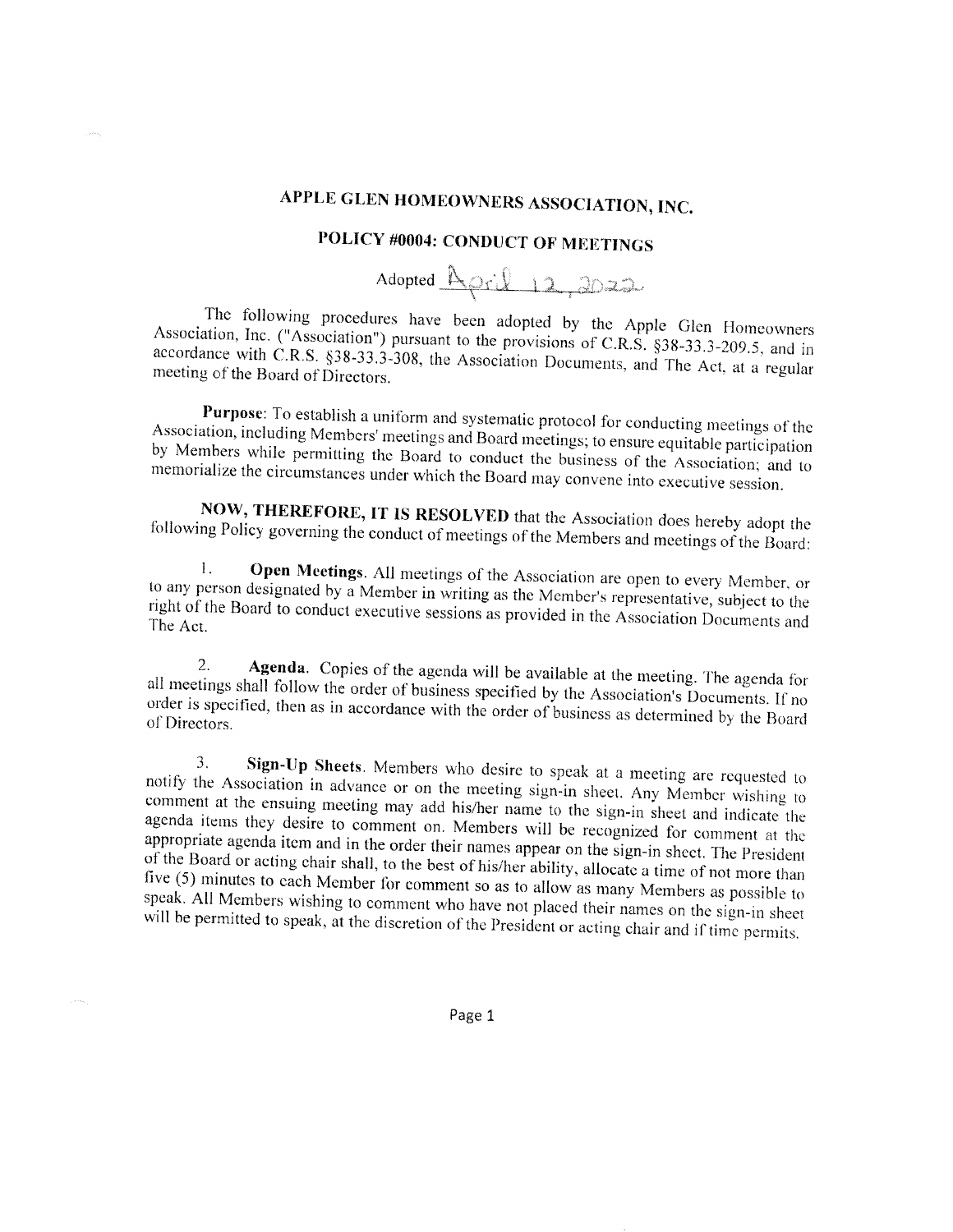# APPLE GLEN HOMEOWNERS ASSOCIATION, INC.

## POLICY #0004: CONDUCT OF MEETINGS

Adopted April 12, 2022

The following procedures have been adopted by the Apple Glen Homeowners Association, Inc. ("Association") pursuant to the provisions of C.R.S. §38-33.3-209.5, and in accordance with C.R.S. §38-33.3-308, the Association Documents, and The Act, at a regular meeting of the Board of Directors.

**Purpose**: To establish a uniform and systematic protocol for conducting meetings of the Association, including Members' meetings and Board meetings; to ensure equitable participation by Members while permitting the Board to conduct the business of the Association; and to memorialize the circumstances under which the Board may convene into executive session.

**NOW, THEREFORE, IT IS RESOLVED** that the Association does hereby adopt the following Policy governing the conduct of meetings of the Members and meetings of the Board:

1. **Open Meetings**. All meetings of the Association are open to every Member, or to any person designated by a Member in writing as the Member's representative, subject to the right of the Board to conduct executive sessions as provided in the Association Documents and The Act.

2. **Agenda**. Copies of the agenda will be available at the meeting. The agenda for all meetings shall follow the order of business specified by the Association's Documents. If no order is specified, then as in accordance with the order of business as determined by the Board of Directors.

3. **Sign-Up Sheets**. Members who desire to speak at a meeting are requested to notify the Association in advance or on the meeting sign-in sheet. Any Member wishing to comment at the ensuing meeting may add his/her name to the sign-in sheet and indicate the agenda items they desire to comment on. Members will be recognized for comment at the appropriate agenda item and in the order their names appear on the sign-in sheet. The President of the Board or acting chair shall, to the best of his/her ability, allocate a time of not more than five (5) minutes to each Member for comment so as to allow as many Members as possible to speak. All Members wishing to comment who have not placed their names on the sign-in sheet will be permitted to speak, at the discretion of the President or acting chair and if time permits.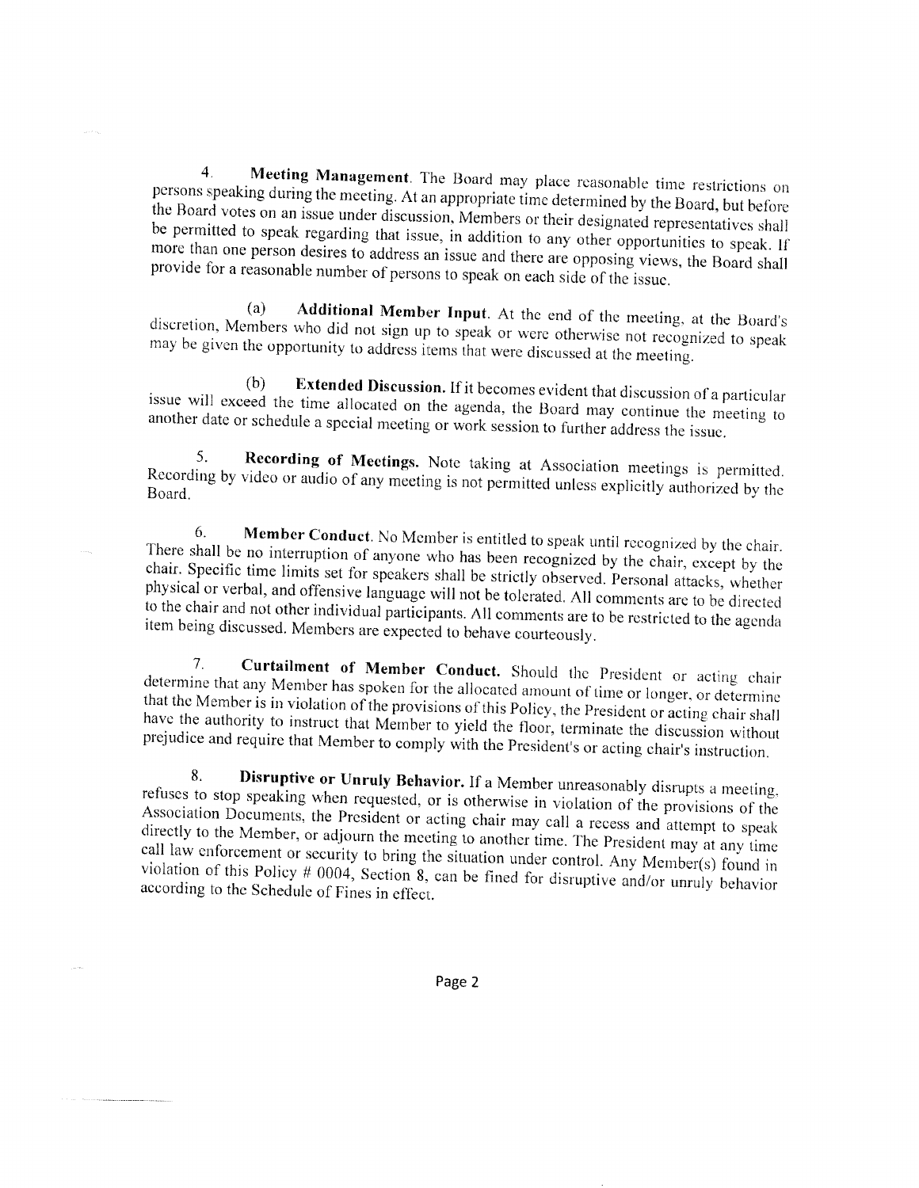4. **Meeting Management**. The Board may place reasonable time restrictions on persons speaking during the meeting. At an appropriate time determined by the Board, but before the Board votes on an issue under discussion, Members or their designated representatives shall be permitted to speak regarding that issue, in addition to any other opportunities to speak. If more than one person desires to address an issue and there are opposing views, the Board shall provide for a reasonable number of persons to speak on each side of the issue.

(a) **Additional Member Input**. At the end of the meeting, at the Board's discretion, Members who did not sign up to speak or were otherwise not recognized to speak may be given the opportunity to address items that were discussed at the meeting.

(b) **Extended Discussion.** If it becomes evident that discussion of a particular issue will exceed the time allocated on the agenda, the Board may continue the meeting to another date or schedule a special meeting or work session to further address the issue.

5. **Recording of Meetings.** Note taking at Association meetings is permitted. Recording by video or audio of any meeting is not permitted unless explicitly authorized by the Board.

6. **Member Conduct**. No Member is entitled to speak until recognized by the chair. There shall be no interruption of anyone who has been recognized by the chair, except by the chair. Specific time limits set for speakers shall be strictly observed. Personal attacks, whether physical or verbal, and offensive language will not be tolerated. All comments are to be directed to the chair and not other individual participants. All comments are to be restricted to the agenda item being discussed. Members are expected to behave courteously.

7. **Curtailment of Member Conduct.** Should the President or acting chair determine that any Member has spoken for the allocated amount of time or longer, or determine that the Member is in violation of the provisions of this Policy, the President or acting chair shall have the authority to instruct that Member to yield the floor, terminate the discussion without prejudice and require that Member to comply with the President's or acting chair's instruction.

8. **Disruptive or Unruly Behavior.** If a Member unreasonably disrupts a meeting, refuses to stop speaking when requested, or is otherwise in violation of the provisions of the Association Documents, the President or acting chair may call a recess and attempt to speak directly to the Member, or adjourn the meeting to another time. The President may at any time call law enforcement or security to bring the situation under control. Any Member(s) found in violation of this Policy # 0004, Section 8, can be fined for disruptive and/or unruly behavior according to the Schedule of Fines in effect.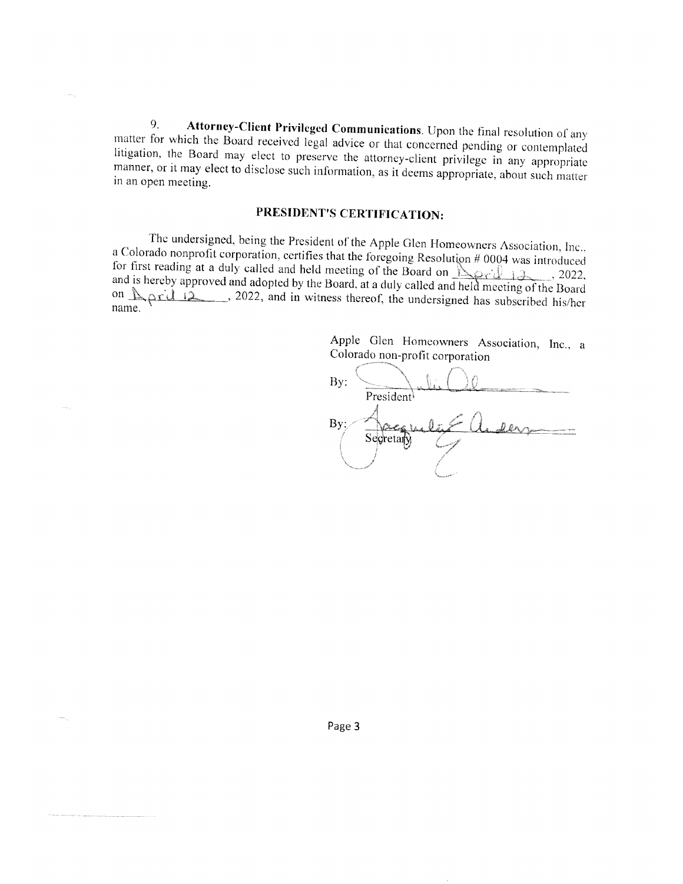9. **Attorney-Client Privileged Communications**. Upon the final resolution of any matter for which the Board received legal advice or that concerned pending or contemplated litigation, the Board may elect to preserve the attorney-client privilege in any appropriate manner, or it may elect to disclose such information, as it deems appropriate, about such matter in an open meeting.

## PRESIDENT'S CERTIFICATION:

The undersigned, being the President of the Apple Glen Homeowners Association, Inc., a Colorado nonprofit corporation, certifies that the foregoing Resolution # 0004 was introduced for first reading at a duly called and held meeting of the Board on April 12, 2022, and is hereby approved and adopted by the Board, at a duly called and held meeting of the Board on April 12, 2022, and in witness thereof, the undersigned has subscribed his/her name.

Apple Glen Homeowners Association, Inc., a Colorado non-profit corporation

By: _______________
President

By: _______________
Secretary